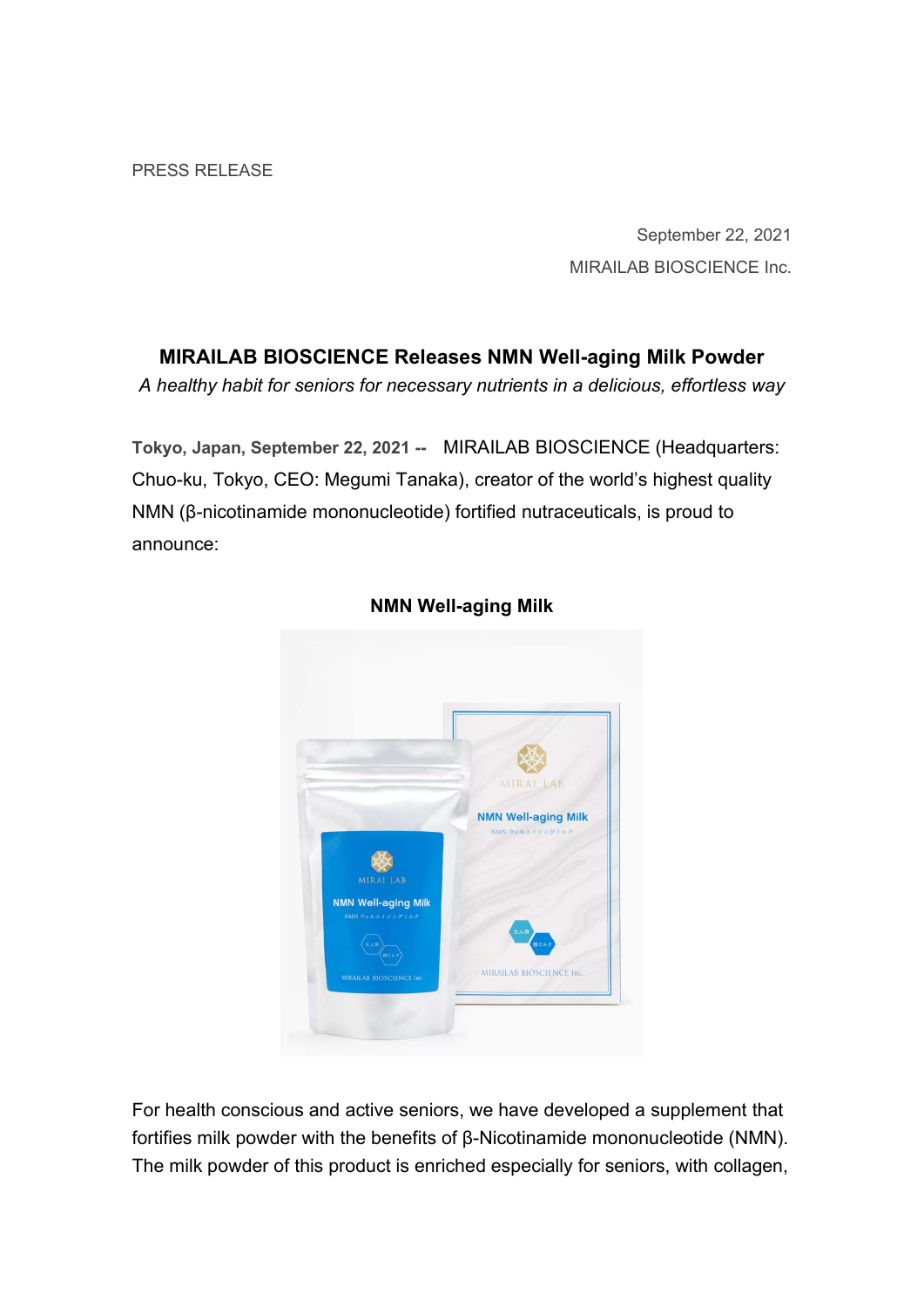PRESS RELEASE

September 22, 2021
MIRAILAB BIOSCIENCE Inc.

# MIRAILAB BIOSCIENCE Releases NMN Well-aging Milk Powder

*A healthy habit for seniors for necessary nutrients in a delicious, effortless way*

**Tokyo, Japan, September 22, 2021 --** MIRAILAB BIOSCIENCE (Headquarters: Chuo-ku, Tokyo, CEO: Megumi Tanaka), creator of the world's highest quality NMN (β-nicotinamide mononucleotide) fortified nutraceuticals, is proud to announce:

**NMN Well-aging Milk**

For health conscious and active seniors, we have developed a supplement that fortifies milk powder with the benefits of β-Nicotinamide mononucleotide (NMN). The milk powder of this product is enriched especially for seniors, with collagen,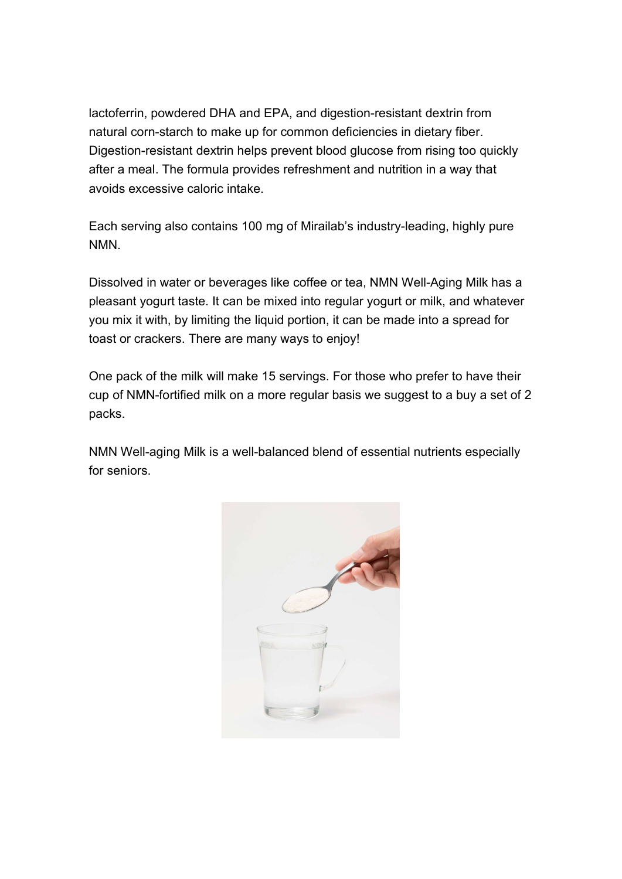lactoferrin, powdered DHA and EPA, and digestion-resistant dextrin from natural corn-starch to make up for common deficiencies in dietary fiber. Digestion-resistant dextrin helps prevent blood glucose from rising too quickly after a meal. The formula provides refreshment and nutrition in a way that avoids excessive caloric intake.

Each serving also contains 100 mg of Mirailab's industry-leading, highly pure NMN.

Dissolved in water or beverages like coffee or tea, NMN Well-Aging Milk has a pleasant yogurt taste. It can be mixed into regular yogurt or milk, and whatever you mix it with, by limiting the liquid portion, it can be made into a spread for toast or crackers. There are many ways to enjoy!

One pack of the milk will make 15 servings. For those who prefer to have their cup of NMN-fortified milk on a more regular basis we suggest to a buy a set of 2 packs.

NMN Well-aging Milk is a well-balanced blend of essential nutrients especially for seniors.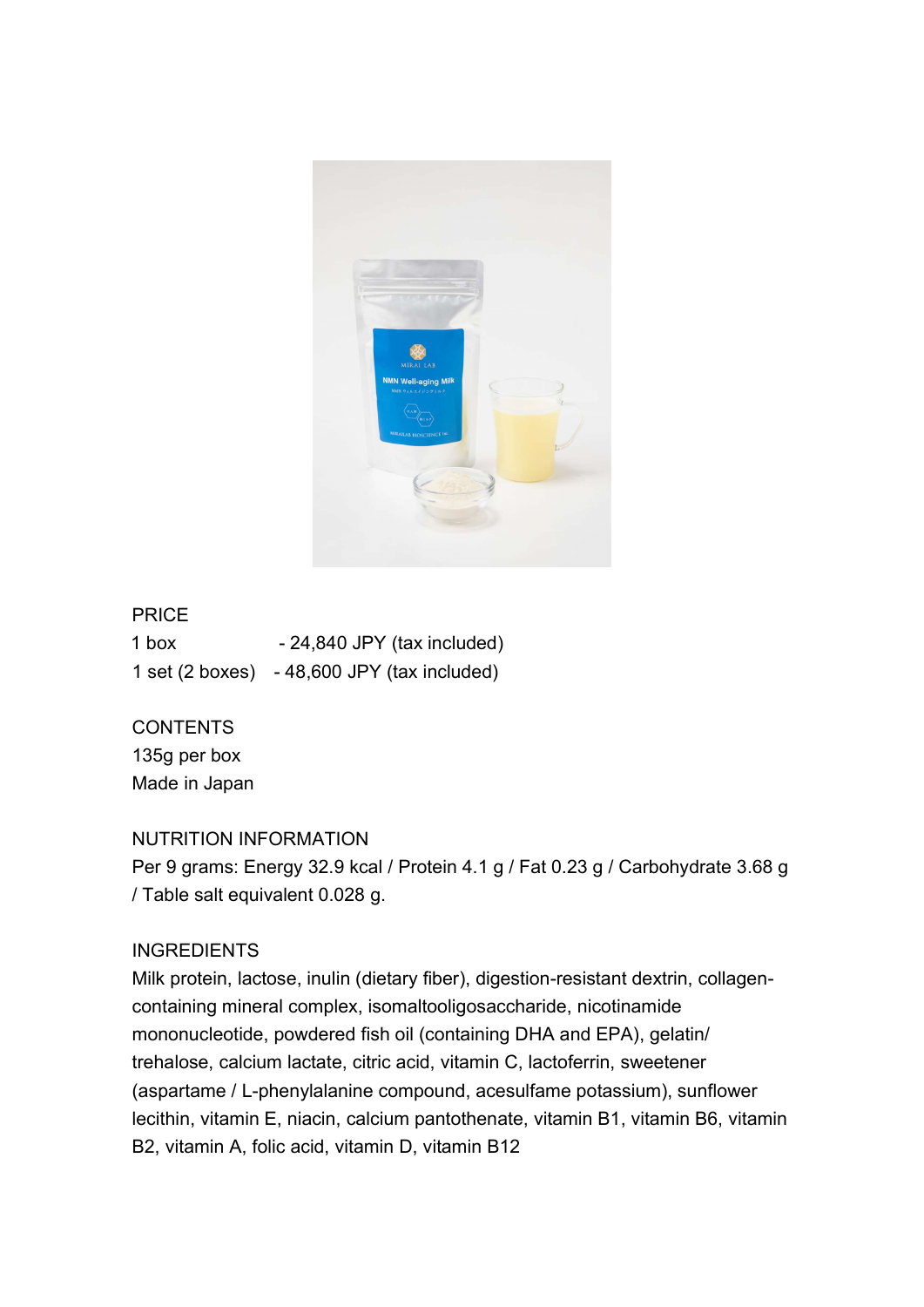PRICE

1 box - 24,840 JPY (tax included)

1 set (2 boxes) - 48,600 JPY (tax included)

CONTENTS

135g per box

Made in Japan

NUTRITION INFORMATION

Per 9 grams: Energy 32.9 kcal / Protein 4.1 g / Fat 0.23 g / Carbohydrate 3.68 g / Table salt equivalent 0.028 g.

INGREDIENTS

Milk protein, lactose, inulin (dietary fiber), digestion-resistant dextrin, collagen-containing mineral complex, isomaltooligosaccharide, nicotinamide mononucleotide, powdered fish oil (containing DHA and EPA), gelatin/ trehalose, calcium lactate, citric acid, vitamin C, lactoferrin, sweetener (aspartame / L-phenylalanine compound, acesulfame potassium), sunflower lecithin, vitamin E, niacin, calcium pantothenate, vitamin B1, vitamin B6, vitamin B2, vitamin A, folic acid, vitamin D, vitamin B12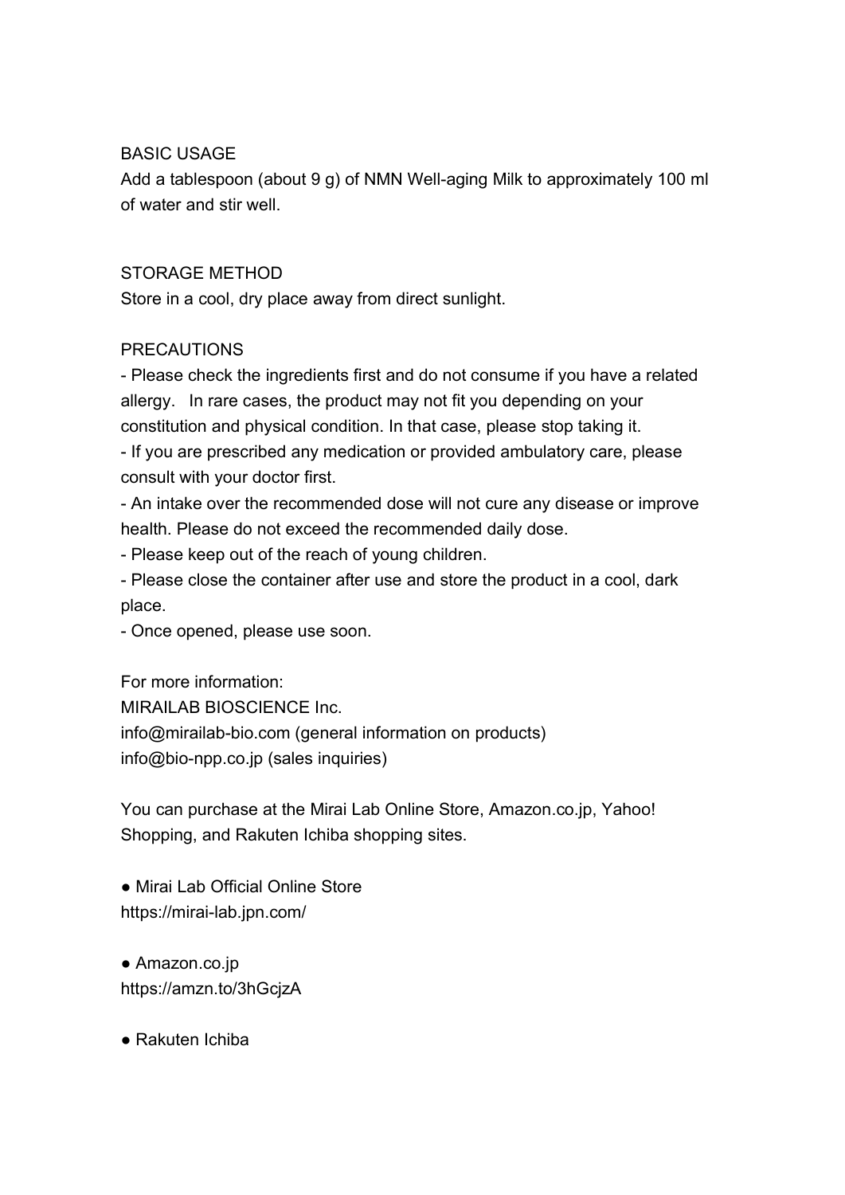BASIC USAGE

Add a tablespoon (about 9 g) of NMN Well-aging Milk to approximately 100 ml of water and stir well.

STORAGE METHOD

Store in a cool, dry place away from direct sunlight.

PRECAUTIONS

- Please check the ingredients first and do not consume if you have a related allergy. In rare cases, the product may not fit you depending on your constitution and physical condition. In that case, please stop taking it.
- If you are prescribed any medication or provided ambulatory care, please consult with your doctor first.
- An intake over the recommended dose will not cure any disease or improve health. Please do not exceed the recommended daily dose.
- Please keep out of the reach of young children.
- Please close the container after use and store the product in a cool, dark place.
- Once opened, please use soon.

For more information:
MIRAILAB BIOSCIENCE Inc.
info@mirailab-bio.com (general information on products)
info@bio-npp.co.jp (sales inquiries)

You can purchase at the Mirai Lab Online Store, Amazon.co.jp, Yahoo! Shopping, and Rakuten Ichiba shopping sites.

● Mirai Lab Official Online Store
https://mirai-lab.jpn.com/

● Amazon.co.jp
https://amzn.to/3hGcjzA

● Rakuten Ichiba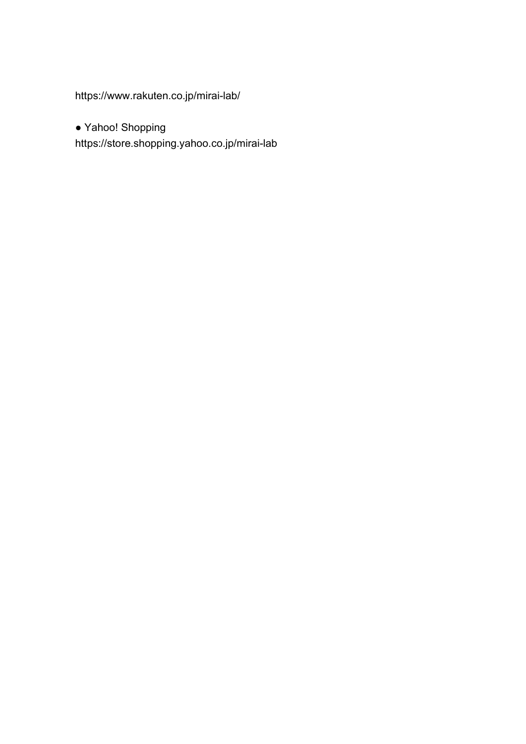https://www.rakuten.co.jp/mirai-lab/

- Yahoo! Shopping
https://store.shopping.yahoo.co.jp/mirai-lab